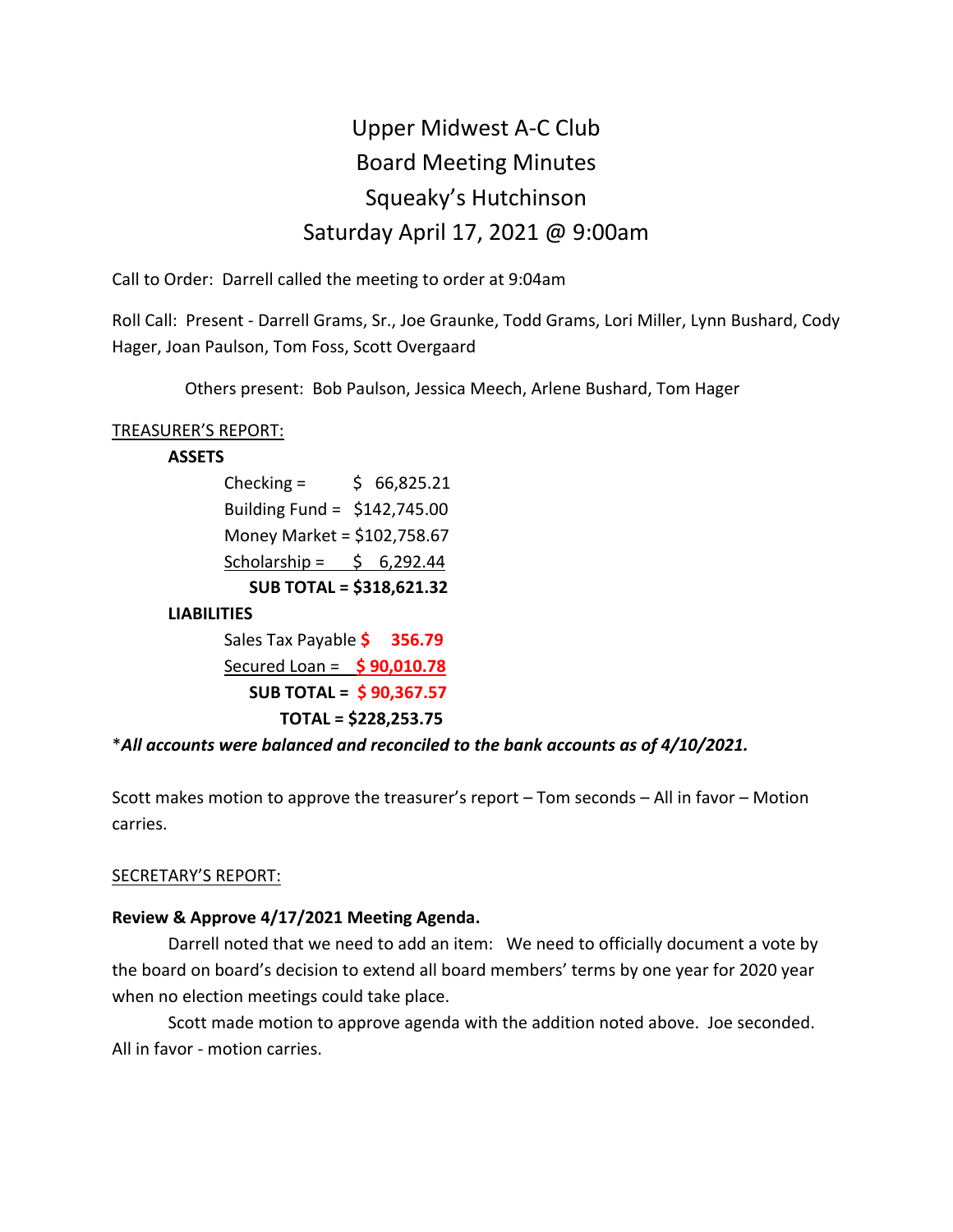# Upper Midwest A-C Club
## Board Meeting Minutes
## Squeaky's Hutchinson
## Saturday April 17, 2021 @ 9:00am

Call to Order: Darrell called the meeting to order at 9:04am

Roll Call: Present - Darrell Grams, Sr., Joe Graunke, Todd Grams, Lori Miller, Lynn Bushard, Cody Hager, Joan Paulson, Tom Foss, Scott Overgaard

Others present: Bob Paulson, Jessica Meech, Arlene Bushard, Tom Hager

TREASURER'S REPORT:

**ASSETS**

Checking = $ 66,825.21
Building Fund = $142,745.00
Money Market = $102,758.67
Scholarship = $ 6,292.44

**SUB TOTAL = $318,621.32**

**LIABILITIES**

Sales Tax Payable **$ 356.79**
Secured Loan = **$ 90,010.78**

**SUB TOTAL = $ 90,367.57**

**TOTAL = $228,253.75**

****All accounts were balanced and reconciled to the bank accounts as of 4/10/2021.***

Scott makes motion to approve the treasurer's report – Tom seconds – All in favor – Motion carries.

SECRETARY'S REPORT:

**Review & Approve 4/17/2021 Meeting Agenda.**

Darrell noted that we need to add an item: We need to officially document a vote by the board on board's decision to extend all board members' terms by one year for 2020 year when no election meetings could take place.

Scott made motion to approve agenda with the addition noted above. Joe seconded. All in favor - motion carries.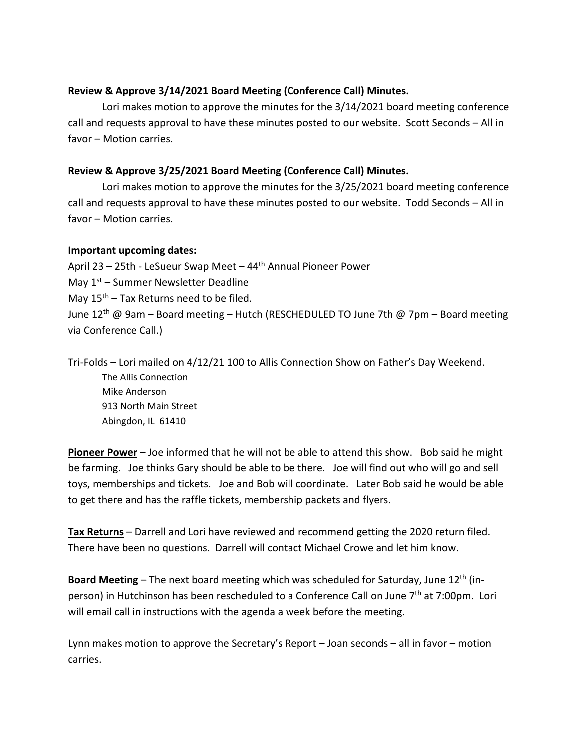**Review & Approve 3/14/2021 Board Meeting (Conference Call) Minutes.**

Lori makes motion to approve the minutes for the 3/14/2021 board meeting conference call and requests approval to have these minutes posted to our website. Scott Seconds – All in favor – Motion carries.

**Review & Approve 3/25/2021 Board Meeting (Conference Call) Minutes.**

Lori makes motion to approve the minutes for the 3/25/2021 board meeting conference call and requests approval to have these minutes posted to our website. Todd Seconds – All in favor – Motion carries.

**<u>Important upcoming dates:</u>**

April 23 – 25th - LeSueur Swap Meet – 44th Annual Pioneer Power
May 1st – Summer Newsletter Deadline
May 15th – Tax Returns need to be filed.
June 12th @ 9am – Board meeting – Hutch (RESCHEDULED TO June 7th @ 7pm – Board meeting via Conference Call.)

Tri-Folds – Lori mailed on 4/12/21 100 to Allis Connection Show on Father's Day Weekend.

The Allis Connection
Mike Anderson
913 North Main Street
Abingdon, IL 61410

**<u>Pioneer Power</u>** – Joe informed that he will not be able to attend this show. Bob said he might be farming. Joe thinks Gary should be able to be there. Joe will find out who will go and sell toys, memberships and tickets. Joe and Bob will coordinate. Later Bob said he would be able to get there and has the raffle tickets, membership packets and flyers.

**<u>Tax Returns</u>** – Darrell and Lori have reviewed and recommend getting the 2020 return filed. There have been no questions. Darrell will contact Michael Crowe and let him know.

**<u>Board Meeting</u>** – The next board meeting which was scheduled for Saturday, June 12th (in-person) in Hutchinson has been rescheduled to a Conference Call on June 7th at 7:00pm. Lori will email call in instructions with the agenda a week before the meeting.

Lynn makes motion to approve the Secretary's Report – Joan seconds – all in favor – motion carries.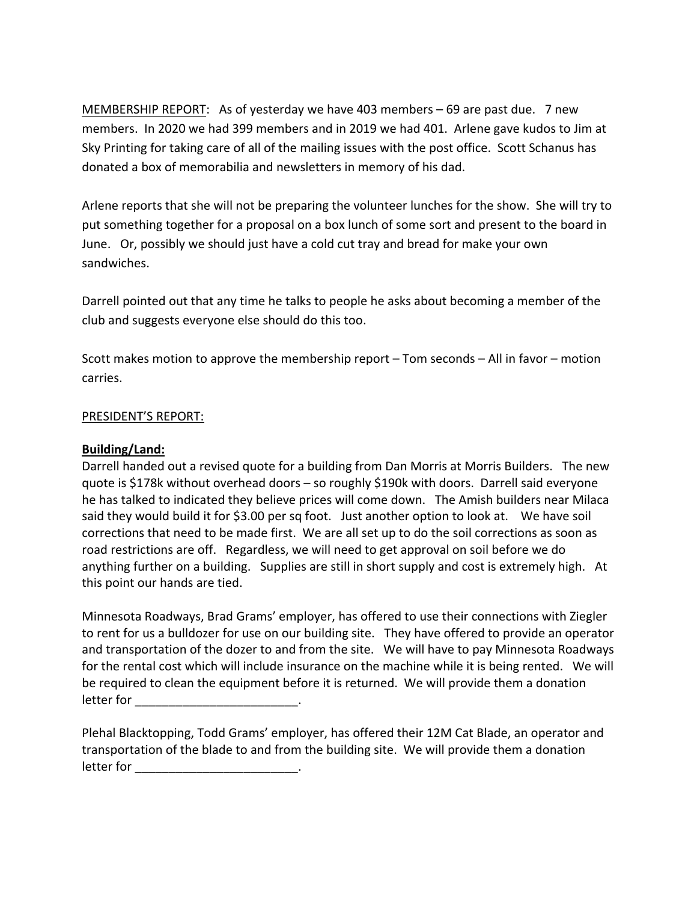<u>MEMBERSHIP REPORT</u>: As of yesterday we have 403 members – 69 are past due. 7 new members. In 2020 we had 399 members and in 2019 we had 401. Arlene gave kudos to Jim at Sky Printing for taking care of all of the mailing issues with the post office. Scott Schanus has donated a box of memorabilia and newsletters in memory of his dad.

Arlene reports that she will not be preparing the volunteer lunches for the show. She will try to put something together for a proposal on a box lunch of some sort and present to the board in June. Or, possibly we should just have a cold cut tray and bread for make your own sandwiches.

Darrell pointed out that any time he talks to people he asks about becoming a member of the club and suggests everyone else should do this too.

Scott makes motion to approve the membership report – Tom seconds – All in favor – motion carries.

<u>PRESIDENT'S REPORT:</u>

**<u>Building/Land:</u>**

Darrell handed out a revised quote for a building from Dan Morris at Morris Builders. The new quote is $178k without overhead doors – so roughly $190k with doors. Darrell said everyone he has talked to indicated they believe prices will come down. The Amish builders near Milaca said they would build it for $3.00 per sq foot. Just another option to look at. We have soil corrections that need to be made first. We are all set up to do the soil corrections as soon as road restrictions are off. Regardless, we will need to get approval on soil before we do anything further on a building. Supplies are still in short supply and cost is extremely high. At this point our hands are tied.

Minnesota Roadways, Brad Grams' employer, has offered to use their connections with Ziegler to rent for us a bulldozer for use on our building site. They have offered to provide an operator and transportation of the dozer to and from the site. We will have to pay Minnesota Roadways for the rental cost which will include insurance on the machine while it is being rented. We will be required to clean the equipment before it is returned. We will provide them a donation letter for ________________________.

Plehal Blacktopping, Todd Grams' employer, has offered their 12M Cat Blade, an operator and transportation of the blade to and from the building site. We will provide them a donation letter for ________________________.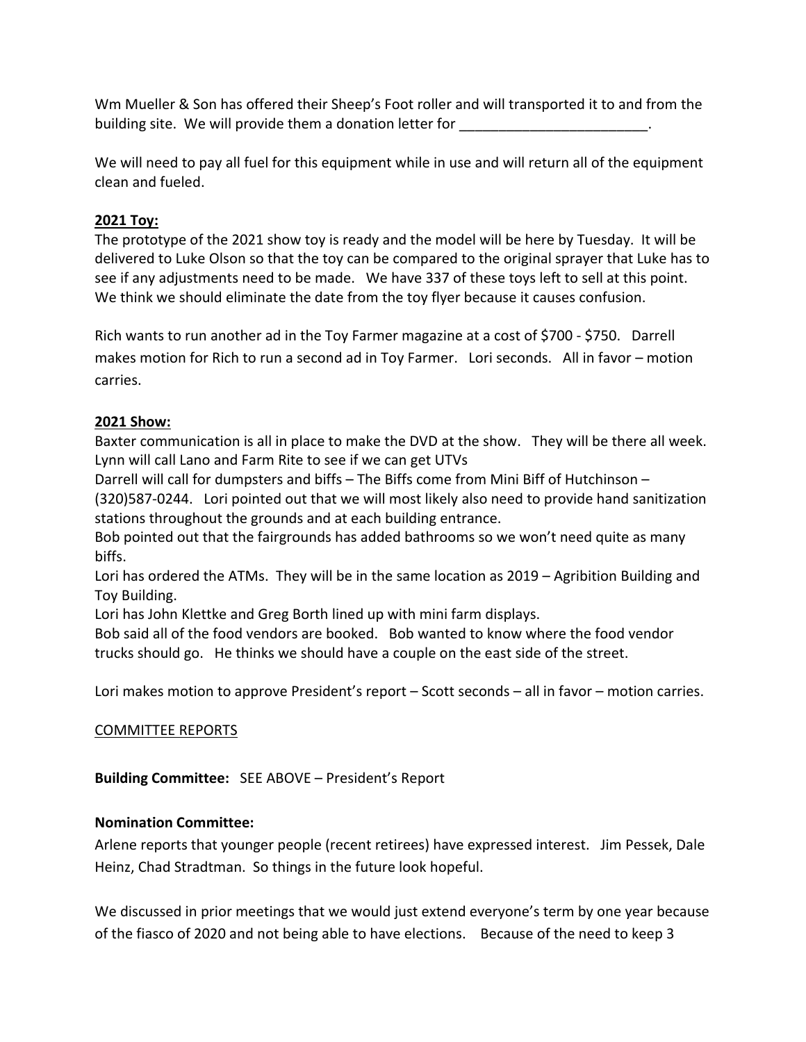Wm Mueller & Son has offered their Sheep's Foot roller and will transported it to and from the building site. We will provide them a donation letter for ________________________.

We will need to pay all fuel for this equipment while in use and will return all of the equipment clean and fueled.

**2021 Toy:**

The prototype of the 2021 show toy is ready and the model will be here by Tuesday. It will be delivered to Luke Olson so that the toy can be compared to the original sprayer that Luke has to see if any adjustments need to be made. We have 337 of these toys left to sell at this point. We think we should eliminate the date from the toy flyer because it causes confusion.

Rich wants to run another ad in the Toy Farmer magazine at a cost of $700 - $750. Darrell makes motion for Rich to run a second ad in Toy Farmer. Lori seconds. All in favor – motion carries.

**2021 Show:**

Baxter communication is all in place to make the DVD at the show. They will be there all week.
Lynn will call Lano and Farm Rite to see if we can get UTVs
Darrell will call for dumpsters and biffs – The Biffs come from Mini Biff of Hutchinson – (320)587-0244. Lori pointed out that we will most likely also need to provide hand sanitization stations throughout the grounds and at each building entrance.
Bob pointed out that the fairgrounds has added bathrooms so we won't need quite as many biffs.
Lori has ordered the ATMs. They will be in the same location as 2019 – Agribition Building and Toy Building.
Lori has John Klettke and Greg Borth lined up with mini farm displays.
Bob said all of the food vendors are booked. Bob wanted to know where the food vendor trucks should go. He thinks we should have a couple on the east side of the street.

Lori makes motion to approve President's report – Scott seconds – all in favor – motion carries.

COMMITTEE REPORTS

**Building Committee:** SEE ABOVE – President's Report

**Nomination Committee:**

Arlene reports that younger people (recent retirees) have expressed interest. Jim Pessek, Dale Heinz, Chad Stradtman. So things in the future look hopeful.

We discussed in prior meetings that we would just extend everyone's term by one year because of the fiasco of 2020 and not being able to have elections. Because of the need to keep 3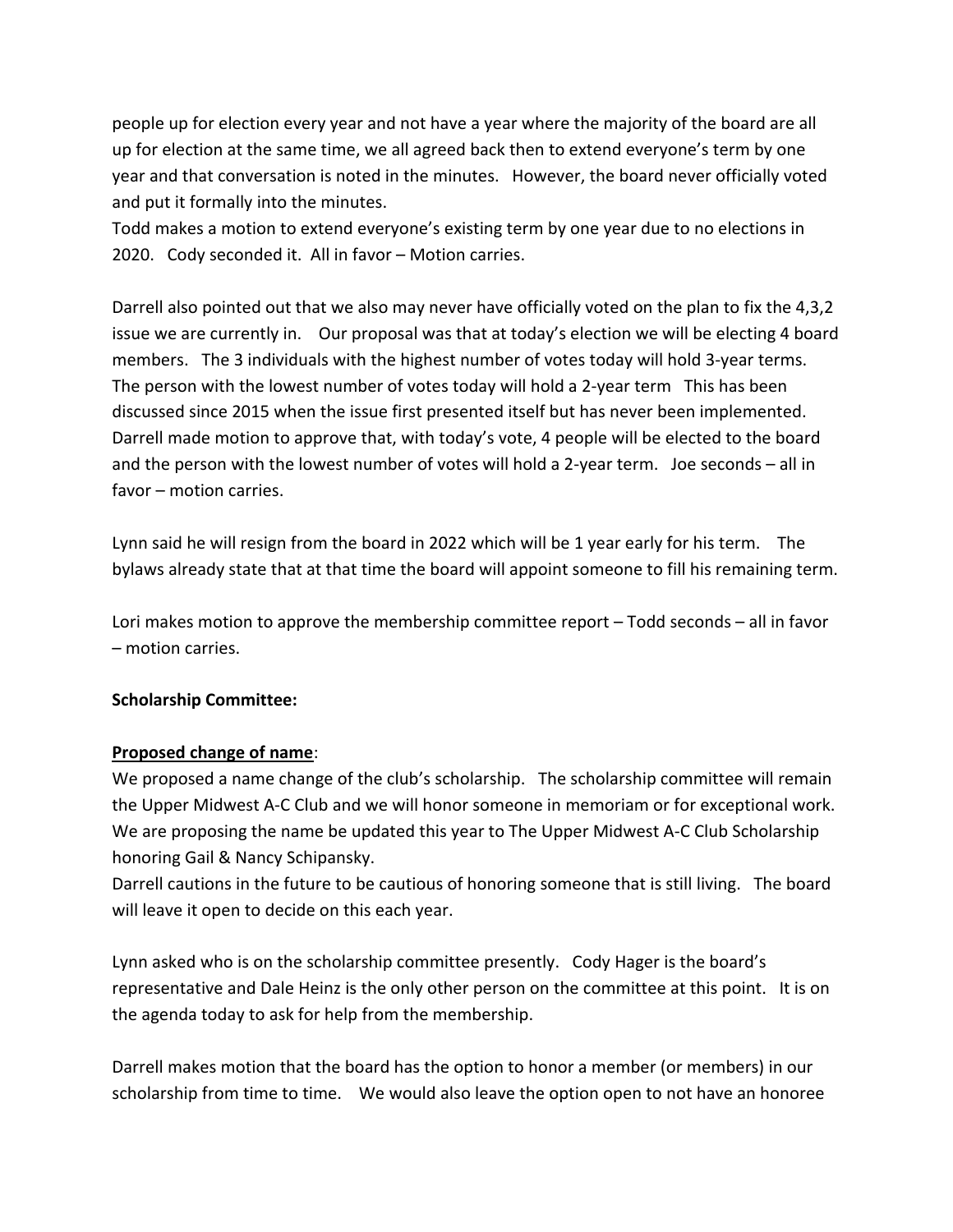people up for election every year and not have a year where the majority of the board are all up for election at the same time, we all agreed back then to extend everyone's term by one year and that conversation is noted in the minutes. However, the board never officially voted and put it formally into the minutes.
Todd makes a motion to extend everyone's existing term by one year due to no elections in 2020. Cody seconded it. All in favor – Motion carries.

Darrell also pointed out that we also may never have officially voted on the plan to fix the 4,3,2 issue we are currently in. Our proposal was that at today's election we will be electing 4 board members. The 3 individuals with the highest number of votes today will hold 3-year terms. The person with the lowest number of votes today will hold a 2-year term This has been discussed since 2015 when the issue first presented itself but has never been implemented. Darrell made motion to approve that, with today's vote, 4 people will be elected to the board and the person with the lowest number of votes will hold a 2-year term. Joe seconds – all in favor – motion carries.

Lynn said he will resign from the board in 2022 which will be 1 year early for his term. The bylaws already state that at that time the board will appoint someone to fill his remaining term.

Lori makes motion to approve the membership committee report – Todd seconds – all in favor – motion carries.

**Scholarship Committee:**

**Proposed change of name**:
We proposed a name change of the club's scholarship. The scholarship committee will remain the Upper Midwest A-C Club and we will honor someone in memoriam or for exceptional work. We are proposing the name be updated this year to The Upper Midwest A-C Club Scholarship honoring Gail & Nancy Schipansky.
Darrell cautions in the future to be cautious of honoring someone that is still living. The board will leave it open to decide on this each year.

Lynn asked who is on the scholarship committee presently. Cody Hager is the board's representative and Dale Heinz is the only other person on the committee at this point. It is on the agenda today to ask for help from the membership.

Darrell makes motion that the board has the option to honor a member (or members) in our scholarship from time to time. We would also leave the option open to not have an honoree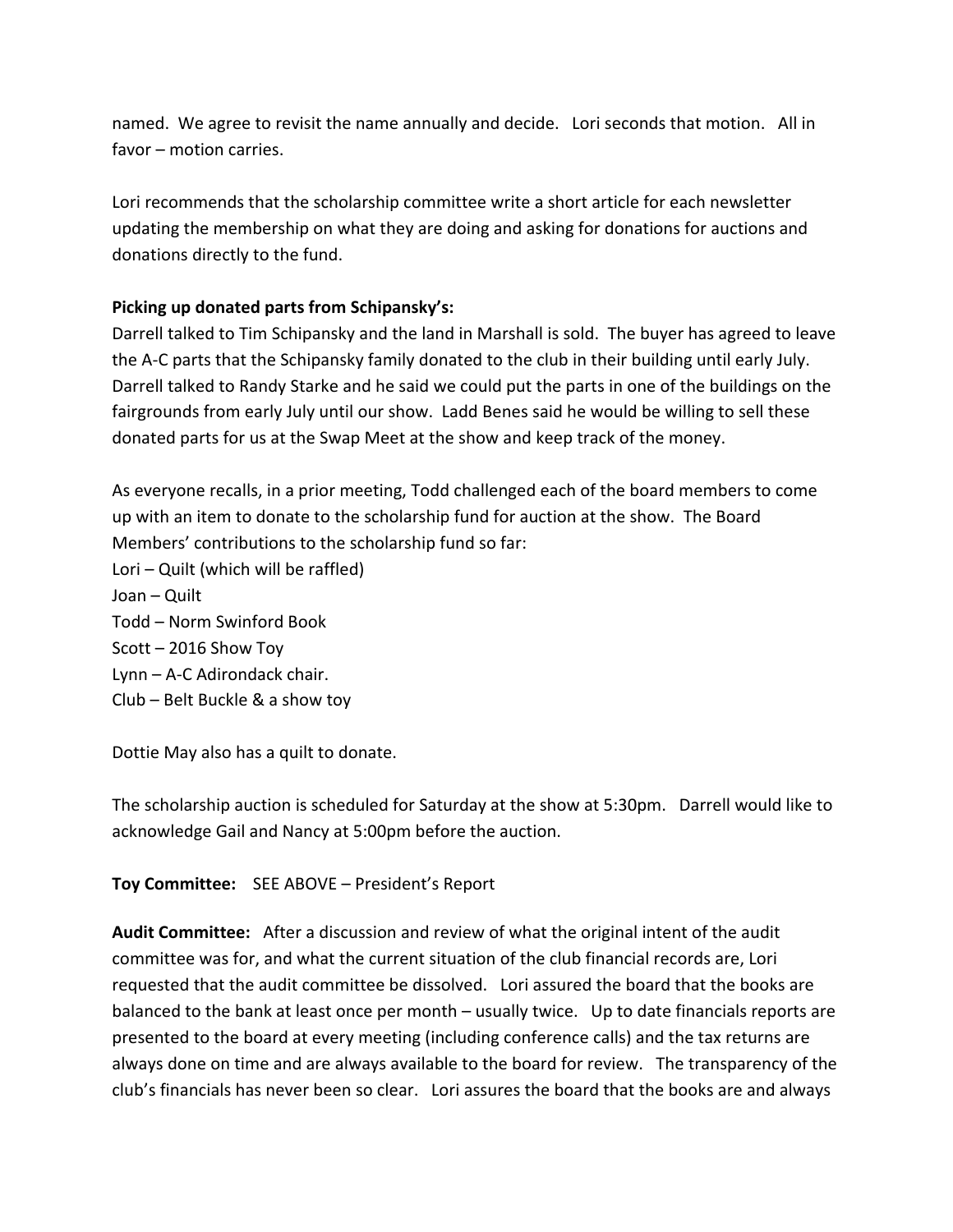named. We agree to revisit the name annually and decide. Lori seconds that motion. All in favor – motion carries.

Lori recommends that the scholarship committee write a short article for each newsletter updating the membership on what they are doing and asking for donations for auctions and donations directly to the fund.

**Picking up donated parts from Schipansky's:**
Darrell talked to Tim Schipansky and the land in Marshall is sold. The buyer has agreed to leave the A-C parts that the Schipansky family donated to the club in their building until early July. Darrell talked to Randy Starke and he said we could put the parts in one of the buildings on the fairgrounds from early July until our show. Ladd Benes said he would be willing to sell these donated parts for us at the Swap Meet at the show and keep track of the money.

As everyone recalls, in a prior meeting, Todd challenged each of the board members to come up with an item to donate to the scholarship fund for auction at the show. The Board Members' contributions to the scholarship fund so far:
Lori – Quilt (which will be raffled)
Joan – Quilt
Todd – Norm Swinford Book
Scott – 2016 Show Toy
Lynn – A-C Adirondack chair.
Club – Belt Buckle & a show toy

Dottie May also has a quilt to donate.

The scholarship auction is scheduled for Saturday at the show at 5:30pm. Darrell would like to acknowledge Gail and Nancy at 5:00pm before the auction.

**Toy Committee:** SEE ABOVE – President's Report

**Audit Committee:** After a discussion and review of what the original intent of the audit committee was for, and what the current situation of the club financial records are, Lori requested that the audit committee be dissolved. Lori assured the board that the books are balanced to the bank at least once per month – usually twice. Up to date financials reports are presented to the board at every meeting (including conference calls) and the tax returns are always done on time and are always available to the board for review. The transparency of the club's financials has never been so clear. Lori assures the board that the books are and always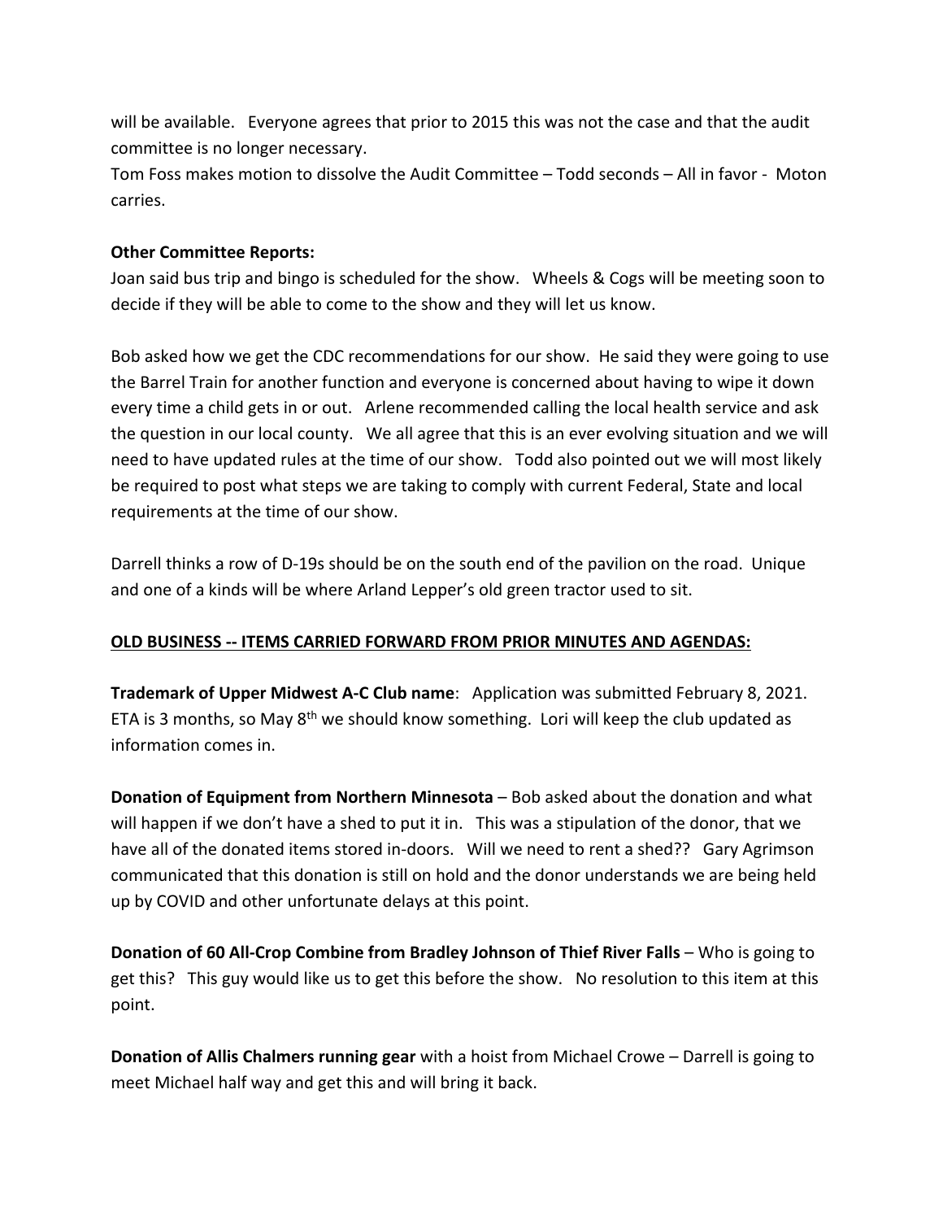will be available. Everyone agrees that prior to 2015 this was not the case and that the audit committee is no longer necessary.
Tom Foss makes motion to dissolve the Audit Committee – Todd seconds – All in favor - Moton carries.

**Other Committee Reports:**
Joan said bus trip and bingo is scheduled for the show. Wheels & Cogs will be meeting soon to decide if they will be able to come to the show and they will let us know.

Bob asked how we get the CDC recommendations for our show. He said they were going to use the Barrel Train for another function and everyone is concerned about having to wipe it down every time a child gets in or out. Arlene recommended calling the local health service and ask the question in our local county. We all agree that this is an ever evolving situation and we will need to have updated rules at the time of our show. Todd also pointed out we will most likely be required to post what steps we are taking to comply with current Federal, State and local requirements at the time of our show.

Darrell thinks a row of D-19s should be on the south end of the pavilion on the road. Unique and one of a kinds will be where Arland Lepper's old green tractor used to sit.

**OLD BUSINESS -- ITEMS CARRIED FORWARD FROM PRIOR MINUTES AND AGENDAS:**

**Trademark of Upper Midwest A-C Club name**: Application was submitted February 8, 2021. ETA is 3 months, so May 8th we should know something. Lori will keep the club updated as information comes in.

**Donation of Equipment from Northern Minnesota** – Bob asked about the donation and what will happen if we don't have a shed to put it in. This was a stipulation of the donor, that we have all of the donated items stored in-doors. Will we need to rent a shed?? Gary Agrimson communicated that this donation is still on hold and the donor understands we are being held up by COVID and other unfortunate delays at this point.

**Donation of 60 All-Crop Combine from Bradley Johnson of Thief River Falls** – Who is going to get this? This guy would like us to get this before the show. No resolution to this item at this point.

**Donation of Allis Chalmers running gear** with a hoist from Michael Crowe – Darrell is going to meet Michael half way and get this and will bring it back.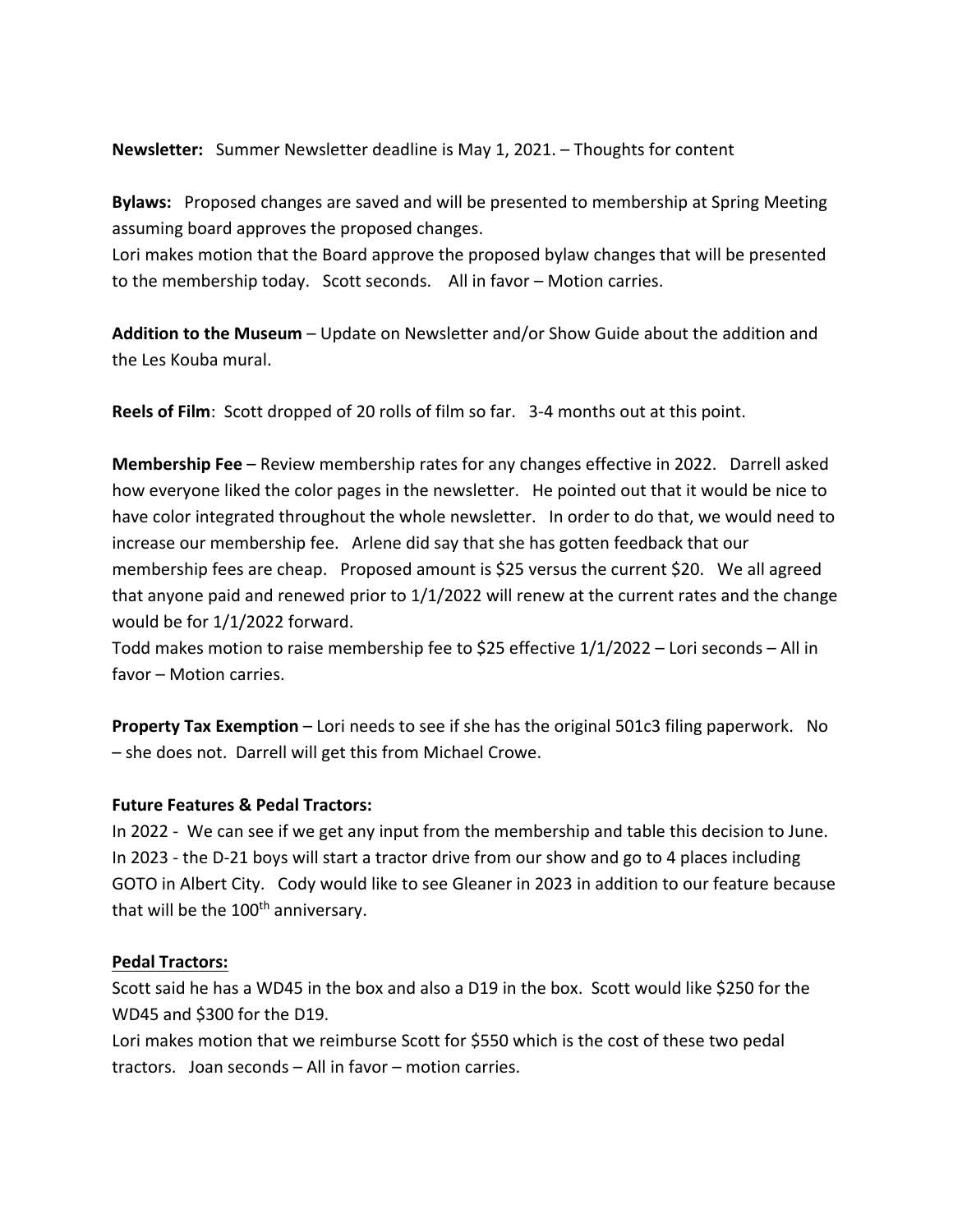**Newsletter:** Summer Newsletter deadline is May 1, 2021. – Thoughts for content

**Bylaws:** Proposed changes are saved and will be presented to membership at Spring Meeting assuming board approves the proposed changes.
Lori makes motion that the Board approve the proposed bylaw changes that will be presented to the membership today. Scott seconds. All in favor – Motion carries.

**Addition to the Museum** – Update on Newsletter and/or Show Guide about the addition and the Les Kouba mural.

**Reels of Film**: Scott dropped of 20 rolls of film so far. 3-4 months out at this point.

**Membership Fee** – Review membership rates for any changes effective in 2022. Darrell asked how everyone liked the color pages in the newsletter. He pointed out that it would be nice to have color integrated throughout the whole newsletter. In order to do that, we would need to increase our membership fee. Arlene did say that she has gotten feedback that our membership fees are cheap. Proposed amount is $25 versus the current $20. We all agreed that anyone paid and renewed prior to 1/1/2022 will renew at the current rates and the change would be for 1/1/2022 forward.
Todd makes motion to raise membership fee to $25 effective 1/1/2022 – Lori seconds – All in favor – Motion carries.

**Property Tax Exemption** – Lori needs to see if she has the original 501c3 filing paperwork. No – she does not. Darrell will get this from Michael Crowe.

**Future Features & Pedal Tractors:**

In 2022 - We can see if we get any input from the membership and table this decision to June.
In 2023 - the D-21 boys will start a tractor drive from our show and go to 4 places including GOTO in Albert City. Cody would like to see Gleaner in 2023 in addition to our feature because that will be the 100th anniversary.

**Pedal Tractors:**

Scott said he has a WD45 in the box and also a D19 in the box. Scott would like $250 for the WD45 and $300 for the D19.
Lori makes motion that we reimburse Scott for $550 which is the cost of these two pedal tractors. Joan seconds – All in favor – motion carries.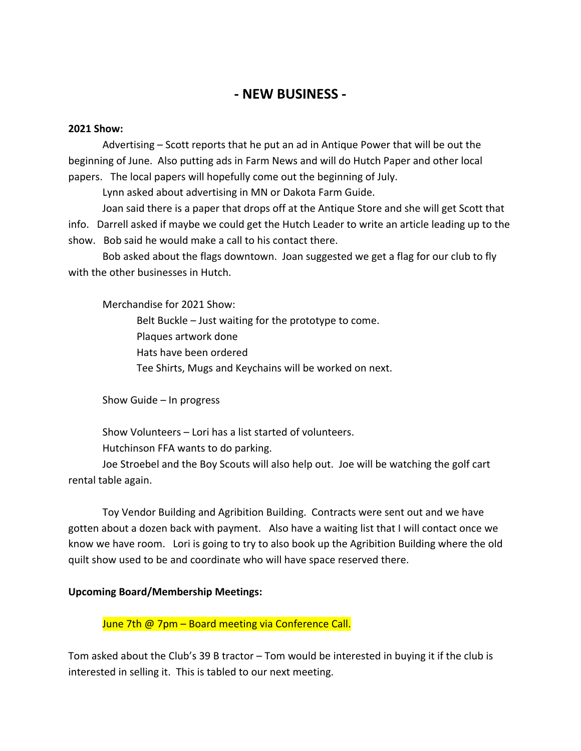# - NEW BUSINESS -

**2021 Show:**

Advertising – Scott reports that he put an ad in Antique Power that will be out the beginning of June. Also putting ads in Farm News and will do Hutch Paper and other local papers. The local papers will hopefully come out the beginning of July.

Lynn asked about advertising in MN or Dakota Farm Guide.

Joan said there is a paper that drops off at the Antique Store and she will get Scott that info. Darrell asked if maybe we could get the Hutch Leader to write an article leading up to the show. Bob said he would make a call to his contact there.

Bob asked about the flags downtown. Joan suggested we get a flag for our club to fly with the other businesses in Hutch.

Merchandise for 2021 Show:

- Belt Buckle – Just waiting for the prototype to come.
- Plaques artwork done
- Hats have been ordered
- Tee Shirts, Mugs and Keychains will be worked on next.

Show Guide – In progress

Show Volunteers – Lori has a list started of volunteers.

Hutchinson FFA wants to do parking.

Joe Stroebel and the Boy Scouts will also help out. Joe will be watching the golf cart rental table again.

Toy Vendor Building and Agribition Building. Contracts were sent out and we have gotten about a dozen back with payment. Also have a waiting list that I will contact once we know we have room. Lori is going to try to also book up the Agribition Building where the old quilt show used to be and coordinate who will have space reserved there.

**Upcoming Board/Membership Meetings:**

June 7th @ 7pm – Board meeting via Conference Call.

Tom asked about the Club's 39 B tractor – Tom would be interested in buying it if the club is interested in selling it. This is tabled to our next meeting.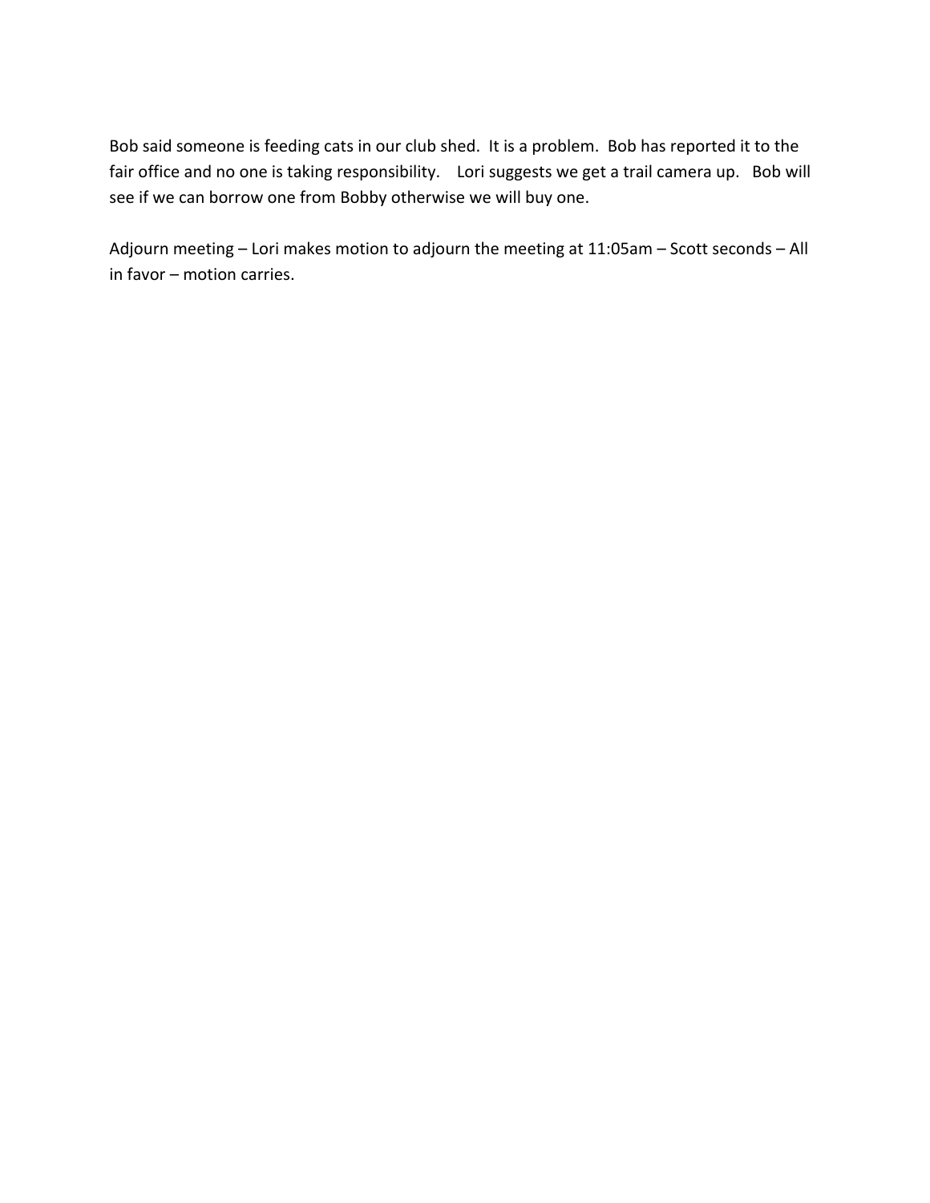Bob said someone is feeding cats in our club shed. It is a problem. Bob has reported it to the fair office and no one is taking responsibility. Lori suggests we get a trail camera up. Bob will see if we can borrow one from Bobby otherwise we will buy one.

Adjourn meeting – Lori makes motion to adjourn the meeting at 11:05am – Scott seconds – All in favor – motion carries.